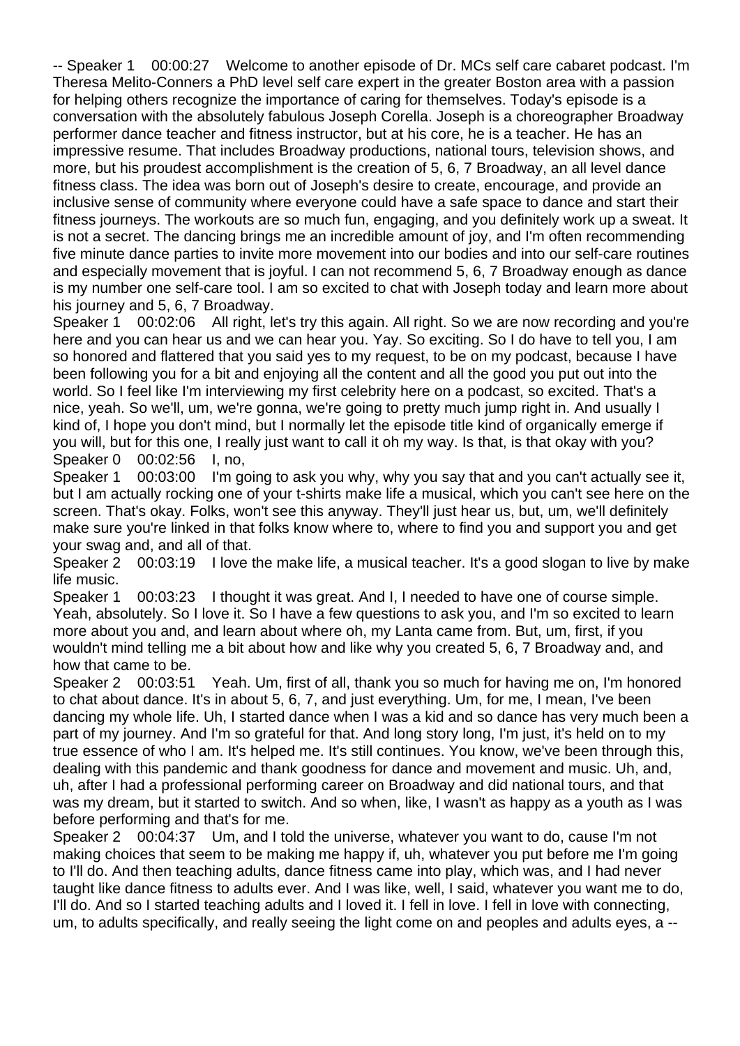-- Speaker 1 00:00:27 Welcome to another episode of Dr. MCs self care cabaret podcast. I'm Theresa Melito-Conners a PhD level self care expert in the greater Boston area with a passion for helping others recognize the importance of caring for themselves. Today's episode is a conversation with the absolutely fabulous Joseph Corella. Joseph is a choreographer Broadway performer dance teacher and fitness instructor, but at his core, he is a teacher. He has an impressive resume. That includes Broadway productions, national tours, television shows, and more, but his proudest accomplishment is the creation of 5, 6, 7 Broadway, an all level dance fitness class. The idea was born out of Joseph's desire to create, encourage, and provide an inclusive sense of community where everyone could have a safe space to dance and start their fitness journeys. The workouts are so much fun, engaging, and you definitely work up a sweat. It is not a secret. The dancing brings me an incredible amount of joy, and I'm often recommending five minute dance parties to invite more movement into our bodies and into our self-care routines and especially movement that is joyful. I can not recommend 5, 6, 7 Broadway enough as dance is my number one self-care tool. I am so excited to chat with Joseph today and learn more about his journey and 5, 6, 7 Broadway.

Speaker 1 00:02:06 All right, let's try this again. All right. So we are now recording and you're here and you can hear us and we can hear you. Yay. So exciting. So I do have to tell you, I am so honored and flattered that you said yes to my request, to be on my podcast, because I have been following you for a bit and enjoying all the content and all the good you put out into the world. So I feel like I'm interviewing my first celebrity here on a podcast, so excited. That's a nice, yeah. So we'll, um, we're gonna, we're going to pretty much jump right in. And usually I kind of, I hope you don't mind, but I normally let the episode title kind of organically emerge if you will, but for this one, I really just want to call it oh my way. Is that, is that okay with you?

Speaker 0 00:02:56 I, no,

Speaker 1 00:03:00 I'm going to ask you why, why you say that and you can't actually see it, but I am actually rocking one of your t-shirts make life a musical, which you can't see here on the screen. That's okay. Folks, won't see this anyway. They'll just hear us, but, um, we'll definitely make sure you're linked in that folks know where to, where to find you and support you and get your swag and, and all of that.

Speaker 2 00:03:19 I love the make life, a musical teacher. It's a good slogan to live by make life music.

Speaker 1 00:03:23 I thought it was great. And I, I needed to have one of course simple. Yeah, absolutely. So I love it. So I have a few questions to ask you, and I'm so excited to learn more about you and, and learn about where oh, my Lanta came from. But, um, first, if you wouldn't mind telling me a bit about how and like why you created 5, 6, 7 Broadway and, and how that came to be.

Speaker 2 00:03:51 Yeah. Um, first of all, thank you so much for having me on, I'm honored to chat about dance. It's in about 5, 6, 7, and just everything. Um, for me, I mean, I've been dancing my whole life. Uh, I started dance when I was a kid and so dance has very much been a part of my journey. And I'm so grateful for that. And long story long, I'm just, it's held on to my true essence of who I am. It's helped me. It's still continues. You know, we've been through this, dealing with this pandemic and thank goodness for dance and movement and music. Uh, and, uh, after I had a professional performing career on Broadway and did national tours, and that was my dream, but it started to switch. And so when, like, I wasn't as happy as a youth as I was before performing and that's for me.

Speaker 2 00:04:37 Um, and I told the universe, whatever you want to do, cause I'm not making choices that seem to be making me happy if, uh, whatever you put before me I'm going to I'll do. And then teaching adults, dance fitness came into play, which was, and I had never taught like dance fitness to adults ever. And I was like, well, I said, whatever you want me to do, I'll do. And so I started teaching adults and I loved it. I fell in love. I fell in love with connecting, um, to adults specifically, and really seeing the light come on and peoples and adults eyes, a --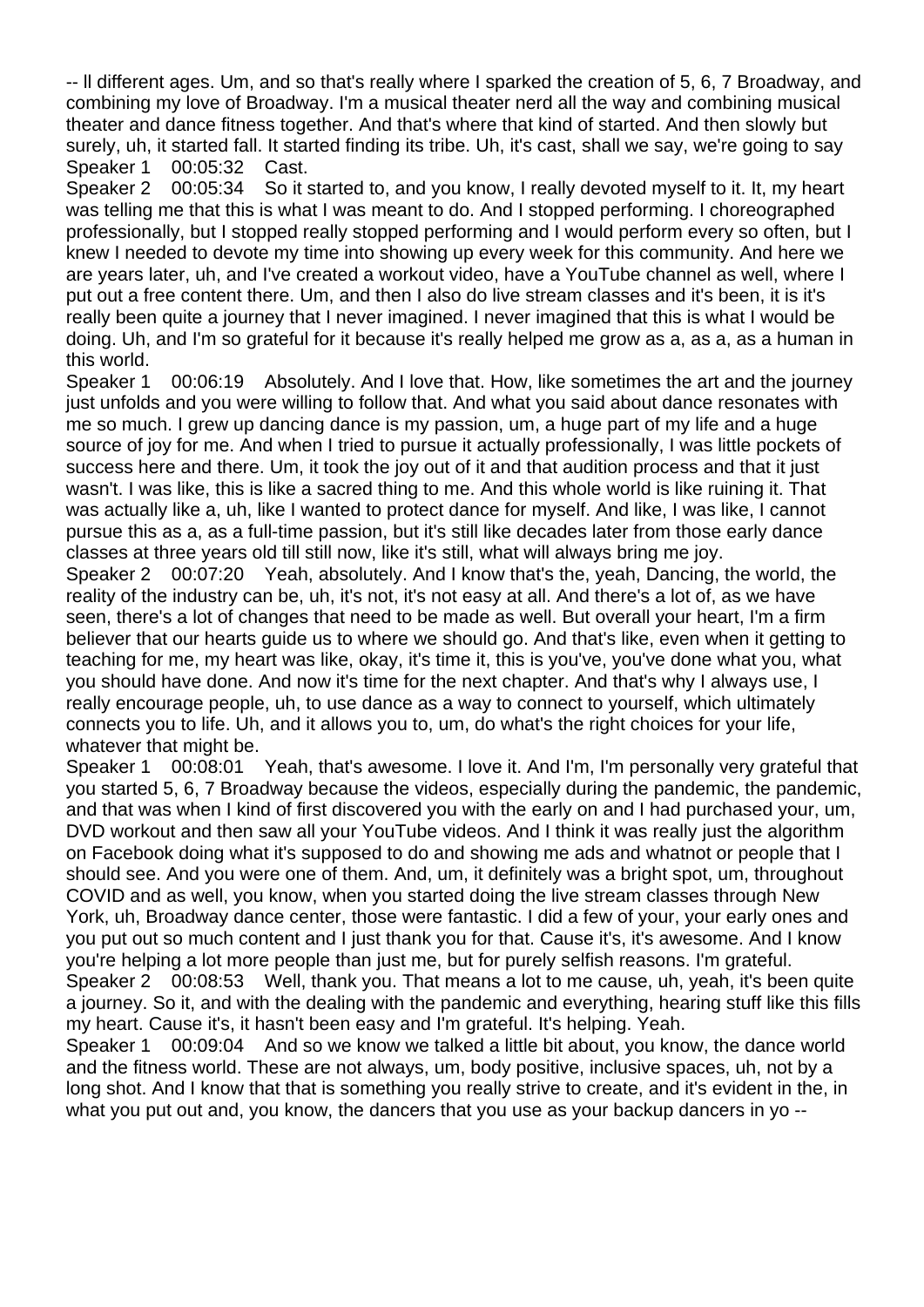-- ll different ages. Um, and so that's really where I sparked the creation of 5, 6, 7 Broadway, and combining my love of Broadway. I'm a musical theater nerd all the way and combining musical theater and dance fitness together. And that's where that kind of started. And then slowly but surely, uh, it started fall. It started finding its tribe. Uh, it's cast, shall we say, we're going to say

Speaker 1 00:05:32 Cast.

Speaker 2 00:05:34 So it started to, and you know, I really devoted myself to it. It, my heart was telling me that this is what I was meant to do. And I stopped performing. I choreographed professionally, but I stopped really stopped performing and I would perform every so often, but I knew I needed to devote my time into showing up every week for this community. And here we are years later, uh, and I've created a workout video, have a YouTube channel as well, where I put out a free content there. Um, and then I also do live stream classes and it's been, it is it's really been quite a journey that I never imagined. I never imagined that this is what I would be doing. Uh, and I'm so grateful for it because it's really helped me grow as a, as a, as a human in this world.

Speaker 1 00:06:19 Absolutely. And I love that. How, like sometimes the art and the journey just unfolds and you were willing to follow that. And what you said about dance resonates with me so much. I grew up dancing dance is my passion, um, a huge part of my life and a huge source of joy for me. And when I tried to pursue it actually professionally, I was little pockets of success here and there. Um, it took the joy out of it and that audition process and that it just wasn't. I was like, this is like a sacred thing to me. And this whole world is like ruining it. That was actually like a, uh, like I wanted to protect dance for myself. And like, I was like, I cannot pursue this as a, as a full-time passion, but it's still like decades later from those early dance classes at three years old till still now, like it's still, what will always bring me joy.

Speaker 2 00:07:20 Yeah, absolutely. And I know that's the, yeah, Dancing, the world, the reality of the industry can be, uh, it's not, it's not easy at all. And there's a lot of, as we have seen, there's a lot of changes that need to be made as well. But overall your heart, I'm a firm believer that our hearts guide us to where we should go. And that's like, even when it getting to teaching for me, my heart was like, okay, it's time it, this is you've, you've done what you, what you should have done. And now it's time for the next chapter. And that's why I always use, I really encourage people, uh, to use dance as a way to connect to yourself, which ultimately connects you to life. Uh, and it allows you to, um, do what's the right choices for your life, whatever that might be.

Speaker 1 00:08:01 Yeah, that's awesome. I love it. And I'm, I'm personally very grateful that you started 5, 6, 7 Broadway because the videos, especially during the pandemic, the pandemic, and that was when I kind of first discovered you with the early on and I had purchased your, um, DVD workout and then saw all your YouTube videos. And I think it was really just the algorithm on Facebook doing what it's supposed to do and showing me ads and whatnot or people that I should see. And you were one of them. And, um, it definitely was a bright spot, um, throughout COVID and as well, you know, when you started doing the live stream classes through New York, uh, Broadway dance center, those were fantastic. I did a few of your, your early ones and you put out so much content and I just thank you for that. Cause it's, it's awesome. And I know you're helping a lot more people than just me, but for purely selfish reasons. I'm grateful.

Speaker 2 00:08:53 Well, thank you. That means a lot to me cause, uh, yeah, it's been quite a journey. So it, and with the dealing with the pandemic and everything, hearing stuff like this fills my heart. Cause it's, it hasn't been easy and I'm grateful. It's helping. Yeah.

Speaker 1 00:09:04 And so we know we talked a little bit about, you know, the dance world and the fitness world. These are not always, um, body positive, inclusive spaces, uh, not by a long shot. And I know that that is something you really strive to create, and it's evident in the, in what you put out and, you know, the dancers that you use as your backup dancers in yo --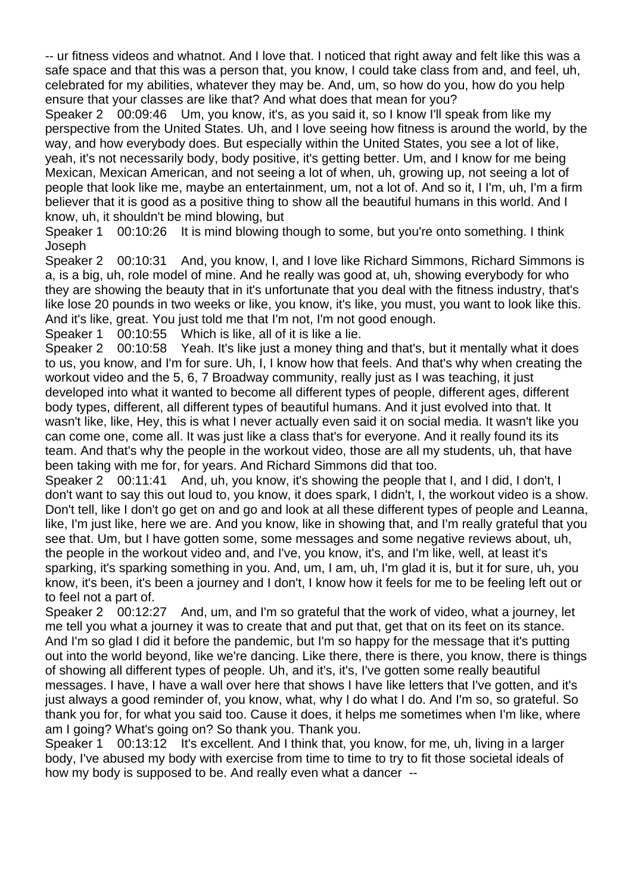-- ur fitness videos and whatnot. And I love that. I noticed that right away and felt like this was a safe space and that this was a person that, you know, I could take class from and, and feel, uh, celebrated for my abilities, whatever they may be. And, um, so how do you, how do you help ensure that your classes are like that? And what does that mean for you?

Speaker 2 00:09:46 Um, you know, it's, as you said it, so I know I'll speak from like my perspective from the United States. Uh, and I love seeing how fitness is around the world, by the way, and how everybody does. But especially within the United States, you see a lot of like, yeah, it's not necessarily body, body positive, it's getting better. Um, and I know for me being Mexican, Mexican American, and not seeing a lot of when, uh, growing up, not seeing a lot of people that look like me, maybe an entertainment, um, not a lot of. And so it, I I'm, uh, I'm a firm believer that it is good as a positive thing to show all the beautiful humans in this world. And I know, uh, it shouldn't be mind blowing, but

Speaker 1 00:10:26 It is mind blowing though to some, but you're onto something. I think Joseph

Speaker 2 00:10:31 And, you know, I, and I love like Richard Simmons, Richard Simmons is a, is a big, uh, role model of mine. And he really was good at, uh, showing everybody for who they are showing the beauty that in it's unfortunate that you deal with the fitness industry, that's like lose 20 pounds in two weeks or like, you know, it's like, you must, you want to look like this. And it's like, great. You just told me that I'm not, I'm not good enough.

Speaker 1 00:10:55 Which is like, all of it is like a lie.

Speaker 2 00:10:58 Yeah. It's like just a money thing and that's, but it mentally what it does to us, you know, and I'm for sure. Uh, I, I know how that feels. And that's why when creating the workout video and the 5, 6, 7 Broadway community, really just as I was teaching, it just developed into what it wanted to become all different types of people, different ages, different body types, different, all different types of beautiful humans. And it just evolved into that. It wasn't like, like, Hey, this is what I never actually even said it on social media. It wasn't like you can come one, come all. It was just like a class that's for everyone. And it really found its its team. And that's why the people in the workout video, those are all my students, uh, that have been taking with me for, for years. And Richard Simmons did that too.

Speaker 2 00:11:41 And, uh, you know, it's showing the people that I, and I did, I don't, I don't want to say this out loud to, you know, it does spark, I didn't, I, the workout video is a show. Don't tell, like I don't go get on and go and look at all these different types of people and Leanna, like, I'm just like, here we are. And you know, like in showing that, and I'm really grateful that you see that. Um, but I have gotten some, some messages and some negative reviews about, uh, the people in the workout video and, and I've, you know, it's, and I'm like, well, at least it's sparking, it's sparking something in you. And, um, I am, uh, I'm glad it is, but it for sure, uh, you know, it's been, it's been a journey and I don't, I know how it feels for me to be feeling left out or to feel not a part of.

Speaker 2 00:12:27 And, um, and I'm so grateful that the work of video, what a journey, let me tell you what a journey it was to create that and put that, get that on its feet on its stance. And I'm so glad I did it before the pandemic, but I'm so happy for the message that it's putting out into the world beyond, like we're dancing. Like there, there is there, you know, there is things of showing all different types of people. Uh, and it's, it's, I've gotten some really beautiful messages. I have, I have a wall over here that shows I have like letters that I've gotten, and it's just always a good reminder of, you know, what, why I do what I do. And I'm so, so grateful. So thank you for, for what you said too. Cause it does, it helps me sometimes when I'm like, where am I going? What's going on? So thank you. Thank you.

Speaker 1 00:13:12 It's excellent. And I think that, you know, for me, uh, living in a larger body, I've abused my body with exercise from time to time to try to fit those societal ideals of how my body is supposed to be. And really even what a dancer --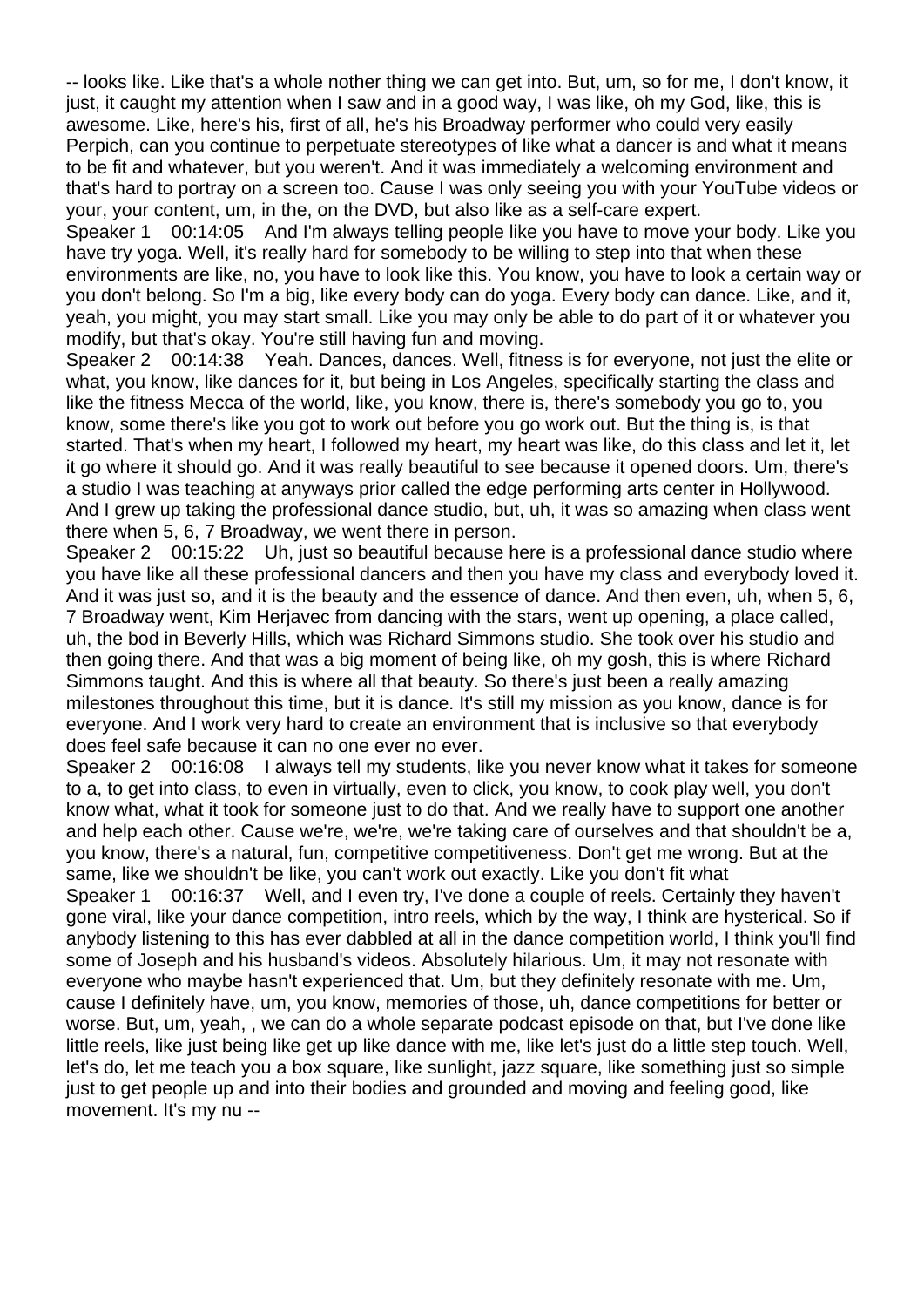-- looks like. Like that's a whole nother thing we can get into. But, um, so for me, I don't know, it just, it caught my attention when I saw and in a good way, I was like, oh my God, like, this is awesome. Like, here's his, first of all, he's his Broadway performer who could very easily Perpich, can you continue to perpetuate stereotypes of like what a dancer is and what it means to be fit and whatever, but you weren't. And it was immediately a welcoming environment and that's hard to portray on a screen too. Cause I was only seeing you with your YouTube videos or your, your content, um, in the, on the DVD, but also like as a self-care expert.

Speaker 1 00:14:05 And I'm always telling people like you have to move your body. Like you have try yoga. Well, it's really hard for somebody to be willing to step into that when these environments are like, no, you have to look like this. You know, you have to look a certain way or you don't belong. So I'm a big, like every body can do yoga. Every body can dance. Like, and it, yeah, you might, you may start small. Like you may only be able to do part of it or whatever you modify, but that's okay. You're still having fun and moving.

Speaker 2 00:14:38 Yeah. Dances, dances. Well, fitness is for everyone, not just the elite or what, you know, like dances for it, but being in Los Angeles, specifically starting the class and like the fitness Mecca of the world, like, you know, there is, there's somebody you go to, you know, some there's like you got to work out before you go work out. But the thing is, is that started. That's when my heart, I followed my heart, my heart was like, do this class and let it, let it go where it should go. And it was really beautiful to see because it opened doors. Um, there's a studio I was teaching at anyways prior called the edge performing arts center in Hollywood. And I grew up taking the professional dance studio, but, uh, it was so amazing when class went there when 5, 6, 7 Broadway, we went there in person.

Speaker 2 00:15:22 Uh, just so beautiful because here is a professional dance studio where you have like all these professional dancers and then you have my class and everybody loved it. And it was just so, and it is the beauty and the essence of dance. And then even, uh, when 5, 6, 7 Broadway went, Kim Herjavec from dancing with the stars, went up opening, a place called, uh, the bod in Beverly Hills, which was Richard Simmons studio. She took over his studio and then going there. And that was a big moment of being like, oh my gosh, this is where Richard Simmons taught. And this is where all that beauty. So there's just been a really amazing milestones throughout this time, but it is dance. It's still my mission as you know, dance is for everyone. And I work very hard to create an environment that is inclusive so that everybody does feel safe because it can no one ever no ever.

Speaker 2 00:16:08 I always tell my students, like you never know what it takes for someone to a, to get into class, to even in virtually, even to click, you know, to cook play well, you don't know what, what it took for someone just to do that. And we really have to support one another and help each other. Cause we're, we're, we're taking care of ourselves and that shouldn't be a, you know, there's a natural, fun, competitive competitiveness. Don't get me wrong. But at the same, like we shouldn't be like, you can't work out exactly. Like you don't fit what

Speaker 1 00:16:37 Well, and I even try, I've done a couple of reels. Certainly they haven't gone viral, like your dance competition, intro reels, which by the way, I think are hysterical. So if anybody listening to this has ever dabbled at all in the dance competition world, I think you'll find some of Joseph and his husband's videos. Absolutely hilarious. Um, it may not resonate with everyone who maybe hasn't experienced that. Um, but they definitely resonate with me. Um, cause I definitely have, um, you know, memories of those, uh, dance competitions for better or worse. But, um, yeah, , we can do a whole separate podcast episode on that, but I've done like little reels, like just being like get up like dance with me, like let's just do a little step touch. Well, let's do, let me teach you a box square, like sunlight, jazz square, like something just so simple just to get people up and into their bodies and grounded and moving and feeling good, like movement. It's my nu --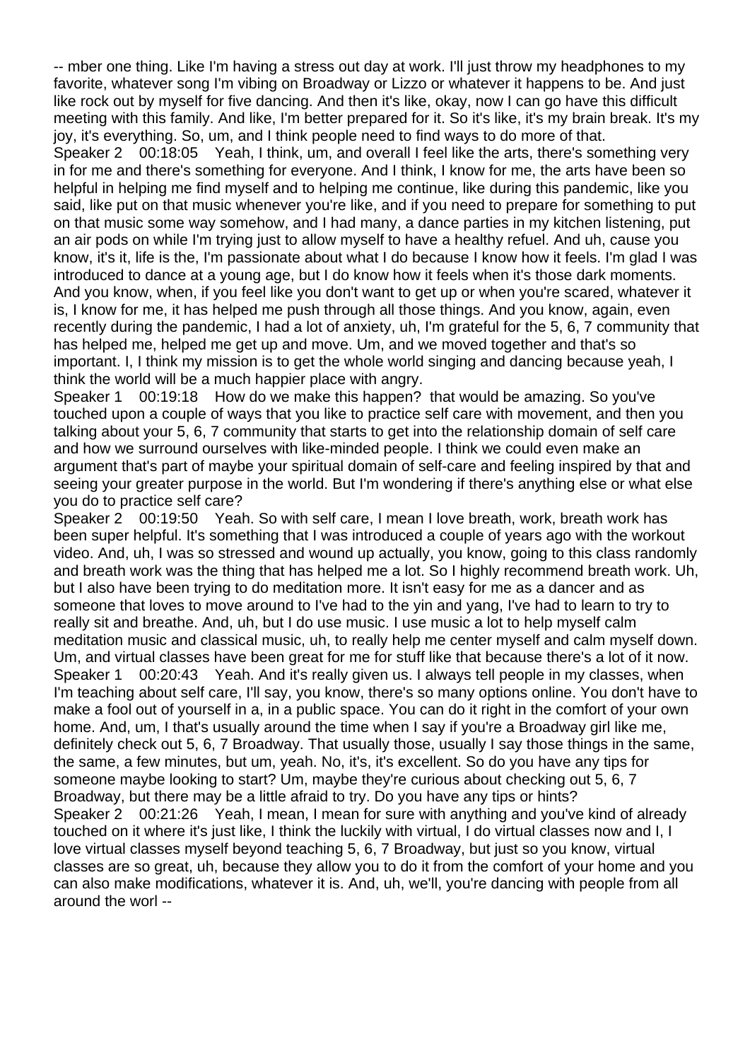-- mber one thing. Like I'm having a stress out day at work. I'll just throw my headphones to my favorite, whatever song I'm vibing on Broadway or Lizzo or whatever it happens to be. And just like rock out by myself for five dancing. And then it's like, okay, now I can go have this difficult meeting with this family. And like, I'm better prepared for it. So it's like, it's my brain break. It's my joy, it's everything. So, um, and I think people need to find ways to do more of that.

Speaker 2 00:18:05 Yeah, I think, um, and overall I feel like the arts, there's something very in for me and there's something for everyone. And I think, I know for me, the arts have been so helpful in helping me find myself and to helping me continue, like during this pandemic, like you said, like put on that music whenever you're like, and if you need to prepare for something to put on that music some way somehow, and I had many, a dance parties in my kitchen listening, put an air pods on while I'm trying just to allow myself to have a healthy refuel. And uh, cause you know, it's it, life is the, I'm passionate about what I do because I know how it feels. I'm glad I was introduced to dance at a young age, but I do know how it feels when it's those dark moments. And you know, when, if you feel like you don't want to get up or when you're scared, whatever it is, I know for me, it has helped me push through all those things. And you know, again, even recently during the pandemic, I had a lot of anxiety, uh, I'm grateful for the 5, 6, 7 community that has helped me, helped me get up and move. Um, and we moved together and that's so important. I, I think my mission is to get the whole world singing and dancing because yeah, I think the world will be a much happier place with angry.

Speaker 1 00:19:18 How do we make this happen? that would be amazing. So you've touched upon a couple of ways that you like to practice self care with movement, and then you talking about your 5, 6, 7 community that starts to get into the relationship domain of self care and how we surround ourselves with like-minded people. I think we could even make an argument that's part of maybe your spiritual domain of self-care and feeling inspired by that and seeing your greater purpose in the world. But I'm wondering if there's anything else or what else you do to practice self care?

Speaker 2 00:19:50 Yeah. So with self care, I mean I love breath, work, breath work has been super helpful. It's something that I was introduced a couple of years ago with the workout video. And, uh, I was so stressed and wound up actually, you know, going to this class randomly and breath work was the thing that has helped me a lot. So I highly recommend breath work. Uh, but I also have been trying to do meditation more. It isn't easy for me as a dancer and as someone that loves to move around to I've had to the yin and yang, I've had to learn to try to really sit and breathe. And, uh, but I do use music. I use music a lot to help myself calm meditation music and classical music, uh, to really help me center myself and calm myself down. Um, and virtual classes have been great for me for stuff like that because there's a lot of it now.

Speaker 1 00:20:43 Yeah. And it's really given us. I always tell people in my classes, when I'm teaching about self care, I'll say, you know, there's so many options online. You don't have to make a fool out of yourself in a, in a public space. You can do it right in the comfort of your own home. And, um, I that's usually around the time when I say if you're a Broadway girl like me, definitely check out 5, 6, 7 Broadway. That usually those, usually I say those things in the same, the same, a few minutes, but um, yeah. No, it's, it's excellent. So do you have any tips for someone maybe looking to start? Um, maybe they're curious about checking out 5, 6, 7 Broadway, but there may be a little afraid to try. Do you have any tips or hints?

Speaker 2 00:21:26 Yeah, I mean, I mean for sure with anything and you've kind of already touched on it where it's just like, I think the luckily with virtual, I do virtual classes now and I, I love virtual classes myself beyond teaching 5, 6, 7 Broadway, but just so you know, virtual classes are so great, uh, because they allow you to do it from the comfort of your home and you can also make modifications, whatever it is. And, uh, we'll, you're dancing with people from all around the worl --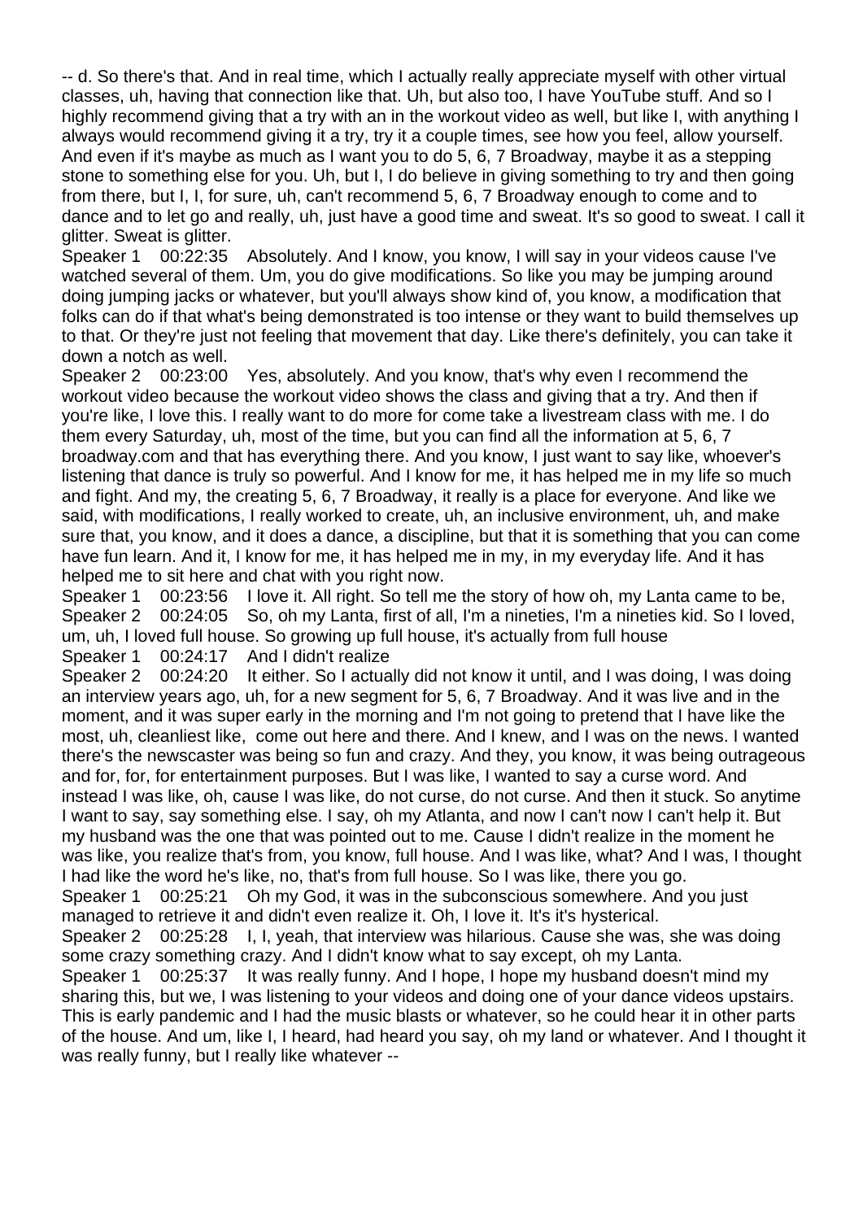-- d. So there's that. And in real time, which I actually really appreciate myself with other virtual classes, uh, having that connection like that. Uh, but also too, I have YouTube stuff. And so I highly recommend giving that a try with an in the workout video as well, but like I, with anything I always would recommend giving it a try, try it a couple times, see how you feel, allow yourself. And even if it's maybe as much as I want you to do 5, 6, 7 Broadway, maybe it as a stepping stone to something else for you. Uh, but I, I do believe in giving something to try and then going from there, but I, I, for sure, uh, can't recommend 5, 6, 7 Broadway enough to come and to dance and to let go and really, uh, just have a good time and sweat. It's so good to sweat. I call it glitter. Sweat is glitter.

Speaker 1 00:22:35 Absolutely. And I know, you know, I will say in your videos cause I've watched several of them. Um, you do give modifications. So like you may be jumping around doing jumping jacks or whatever, but you'll always show kind of, you know, a modification that folks can do if that what's being demonstrated is too intense or they want to build themselves up to that. Or they're just not feeling that movement that day. Like there's definitely, you can take it down a notch as well.

Speaker 2 00:23:00 Yes, absolutely. And you know, that's why even I recommend the workout video because the workout video shows the class and giving that a try. And then if you're like, I love this. I really want to do more for come take a livestream class with me. I do them every Saturday, uh, most of the time, but you can find all the information at 5, 6, 7 broadway.com and that has everything there. And you know, I just want to say like, whoever's listening that dance is truly so powerful. And I know for me, it has helped me in my life so much and fight. And my, the creating 5, 6, 7 Broadway, it really is a place for everyone. And like we said, with modifications, I really worked to create, uh, an inclusive environment, uh, and make sure that, you know, and it does a dance, a discipline, but that it is something that you can come have fun learn. And it, I know for me, it has helped me in my, in my everyday life. And it has helped me to sit here and chat with you right now.

Speaker 1 00:23:56 I love it. All right. So tell me the story of how oh, my Lanta came to be,

Speaker 2 00:24:05 So, oh my Lanta, first of all, I'm a nineties, I'm a nineties kid. So I loved, um, uh, I loved full house. So growing up full house, it's actually from full house

Speaker 1 00:24:17 And I didn't realize

Speaker 2 00:24:20 It either. So I actually did not know it until, and I was doing, I was doing an interview years ago, uh, for a new segment for 5, 6, 7 Broadway. And it was live and in the moment, and it was super early in the morning and I'm not going to pretend that I have like the most, uh, cleanliest like, come out here and there. And I knew, and I was on the news. I wanted there's the newscaster was being so fun and crazy. And they, you know, it was being outrageous and for, for, for entertainment purposes. But I was like, I wanted to say a curse word. And instead I was like, oh, cause I was like, do not curse, do not curse. And then it stuck. So anytime I want to say, say something else. I say, oh my Atlanta, and now I can't now I can't help it. But my husband was the one that was pointed out to me. Cause I didn't realize in the moment he was like, you realize that's from, you know, full house. And I was like, what? And I was, I thought I had like the word he's like, no, that's from full house. So I was like, there you go.

Speaker 1 00:25:21 Oh my God, it was in the subconscious somewhere. And you just managed to retrieve it and didn't even realize it. Oh, I love it. It's it's hysterical.

Speaker 2 00:25:28 I, I, yeah, that interview was hilarious. Cause she was, she was doing some crazy something crazy. And I didn't know what to say except, oh my Lanta.

Speaker 1 00:25:37 It was really funny. And I hope, I hope my husband doesn't mind my sharing this, but we, I was listening to your videos and doing one of your dance videos upstairs. This is early pandemic and I had the music blasts or whatever, so he could hear it in other parts of the house. And um, like I, I heard, had heard you say, oh my land or whatever. And I thought it was really funny, but I really like whatever --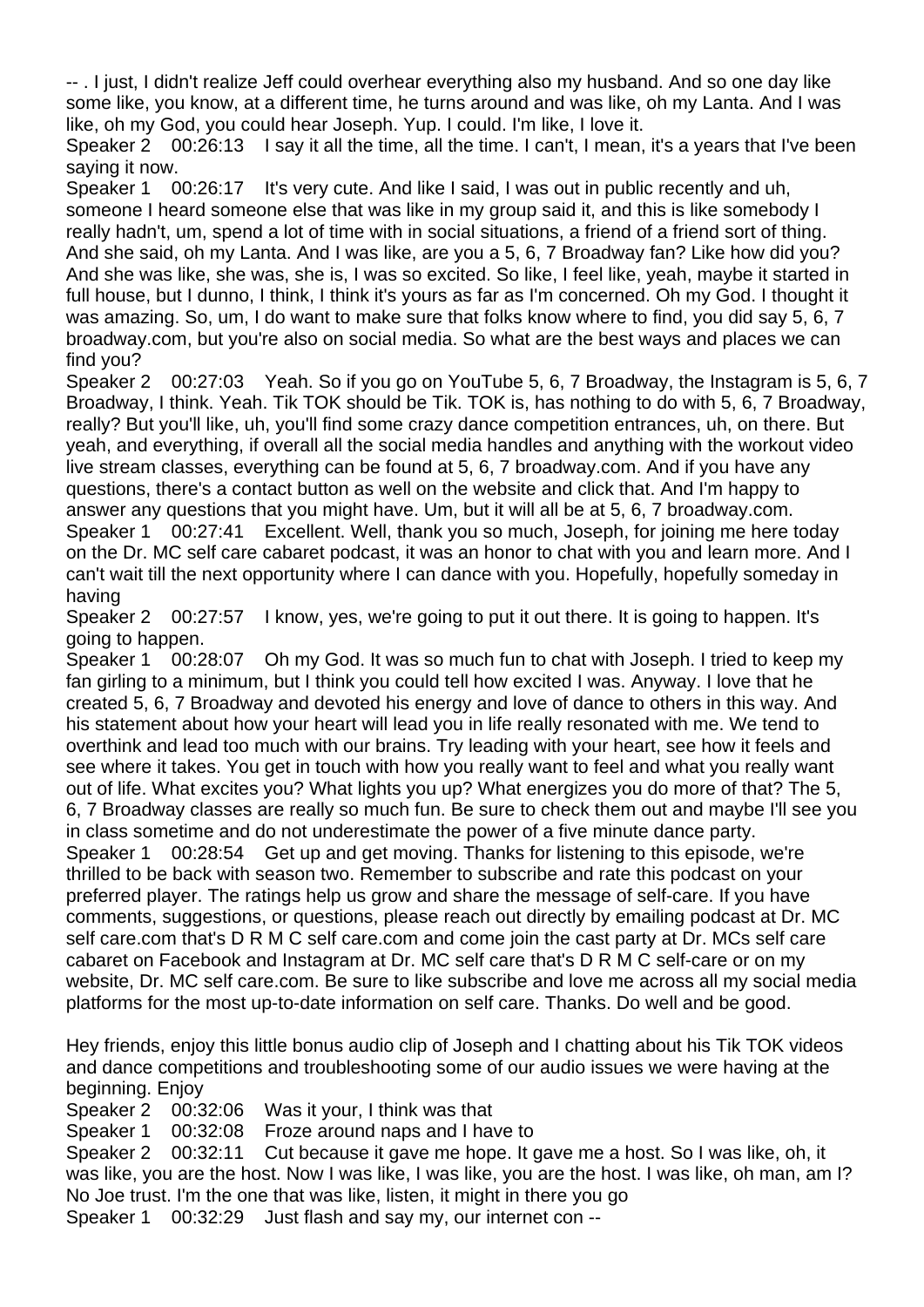-- . I just, I didn't realize Jeff could overhear everything also my husband. And so one day like some like, you know, at a different time, he turns around and was like, oh my Lanta. And I was like, oh my God, you could hear Joseph. Yup. I could. I'm like, I love it.

Speaker 2    00:26:13    I say it all the time, all the time. I can't, I mean, it's a years that I've been saying it now.

Speaker 1    00:26:17    It's very cute. And like I said, I was out in public recently and uh, someone I heard someone else that was like in my group said it, and this is like somebody I really hadn't, um, spend a lot of time with in social situations, a friend of a friend sort of thing. And she said, oh my Lanta. And I was like, are you a 5, 6, 7 Broadway fan? Like how did you? And she was like, she was, she is, I was so excited. So like, I feel like, yeah, maybe it started in full house, but I dunno, I think, I think it's yours as far as I'm concerned. Oh my God. I thought it was amazing. So, um, I do want to make sure that folks know where to find, you did say 5, 6, 7 broadway.com, but you're also on social media. So what are the best ways and places we can find you?

Speaker 2    00:27:03    Yeah. So if you go on YouTube 5, 6, 7 Broadway, the Instagram is 5, 6, 7 Broadway, I think. Yeah. Tik TOK should be Tik. TOK is, has nothing to do with 5, 6, 7 Broadway, really? But you'll like, uh, you'll find some crazy dance competition entrances, uh, on there. But yeah, and everything, if overall all the social media handles and anything with the workout video live stream classes, everything can be found at 5, 6, 7 broadway.com. And if you have any questions, there's a contact button as well on the website and click that. And I'm happy to answer any questions that you might have. Um, but it will all be at 5, 6, 7 broadway.com.

Speaker 1    00:27:41    Excellent. Well, thank you so much, Joseph, for joining me here today on the Dr. MC self care cabaret podcast, it was an honor to chat with you and learn more. And I can't wait till the next opportunity where I can dance with you. Hopefully, hopefully someday in having

Speaker 2    00:27:57    I know, yes, we're going to put it out there. It is going to happen. It's going to happen.

Speaker 1    00:28:07    Oh my God. It was so much fun to chat with Joseph. I tried to keep my fan girling to a minimum, but I think you could tell how excited I was. Anyway. I love that he created 5, 6, 7 Broadway and devoted his energy and love of dance to others in this way. And his statement about how your heart will lead you in life really resonated with me. We tend to overthink and lead too much with our brains. Try leading with your heart, see how it feels and see where it takes. You get in touch with how you really want to feel and what you really want out of life. What excites you? What lights you up? What energizes you do more of that? The 5, 6, 7 Broadway classes are really so much fun. Be sure to check them out and maybe I'll see you in class sometime and do not underestimate the power of a five minute dance party.

Speaker 1    00:28:54    Get up and get moving. Thanks for listening to this episode, we're thrilled to be back with season two. Remember to subscribe and rate this podcast on your preferred player. The ratings help us grow and share the message of self-care. If you have comments, suggestions, or questions, please reach out directly by emailing podcast at Dr. MC self care.com that's D R M C self care.com and come join the cast party at Dr. MCs self care cabaret on Facebook and Instagram at Dr. MC self care that's D R M C self-care or on my website, Dr. MC self care.com. Be sure to like subscribe and love me across all my social media platforms for the most up-to-date information on self care. Thanks. Do well and be good.

Hey friends, enjoy this little bonus audio clip of Joseph and I chatting about his Tik TOK videos and dance competitions and troubleshooting some of our audio issues we were having at the beginning. Enjoy

Speaker 2    00:32:06    Was it your, I think was that

Speaker 1    00:32:08    Froze around naps and I have to

Speaker 2    00:32:11    Cut because it gave me hope. It gave me a host. So I was like, oh, it was like, you are the host. Now I was like, I was like, you are the host. I was like, oh man, am I? No Joe trust. I'm the one that was like, listen, it might in there you go

Speaker 1    00:32:29    Just flash and say my, our internet con --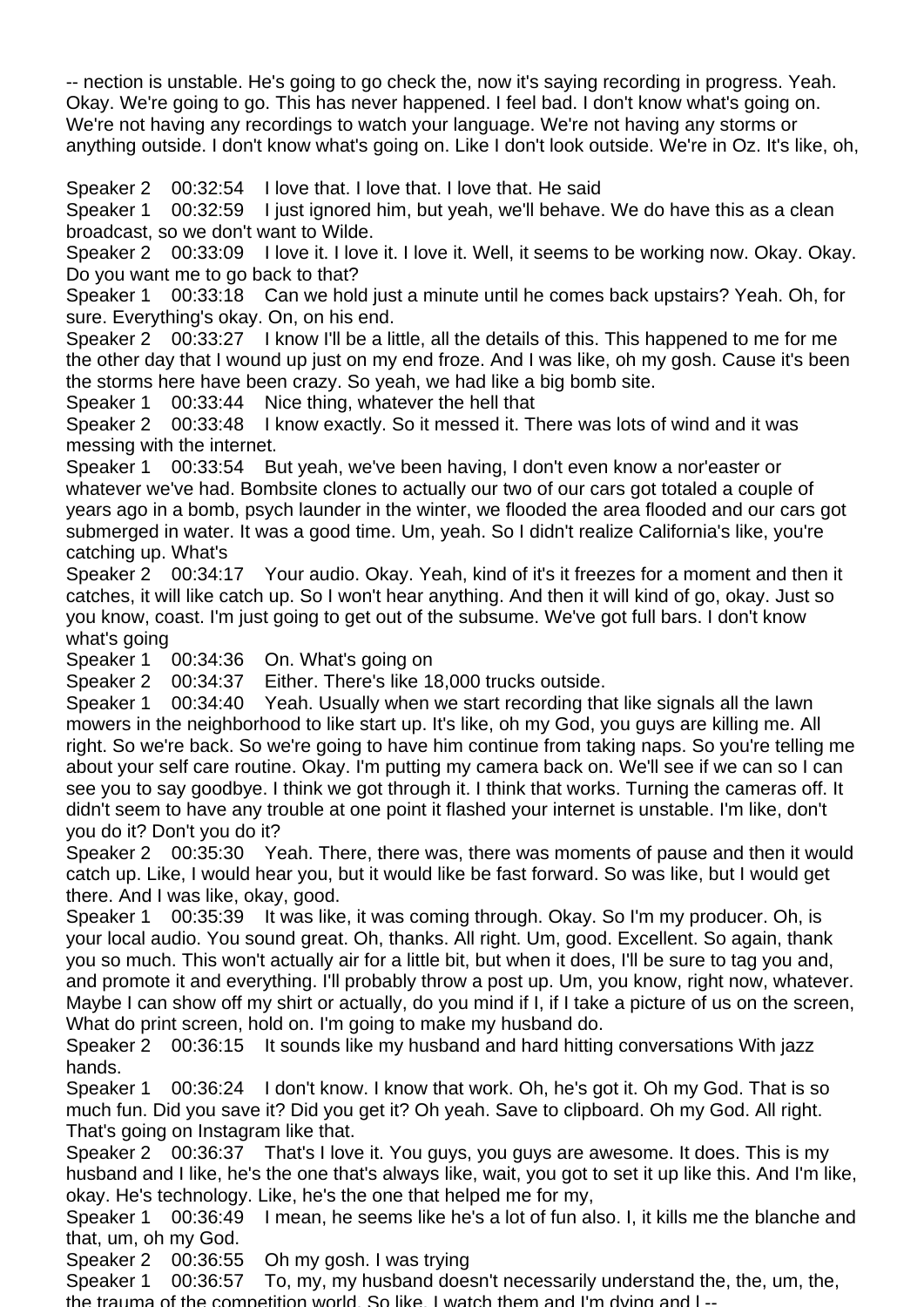-- nection is unstable. He's going to go check the, now it's saying recording in progress. Yeah. Okay. We're going to go. This has never happened. I feel bad. I don't know what's going on. We're not having any recordings to watch your language. We're not having any storms or anything outside. I don't know what's going on. Like I don't look outside. We're in Oz. It's like, oh,

Speaker 2 00:32:54 I love that. I love that. I love that. He said

Speaker 1 00:32:59 I just ignored him, but yeah, we'll behave. We do have this as a clean broadcast, so we don't want to Wilde.

Speaker 2 00:33:09 I love it. I love it. I love it. Well, it seems to be working now. Okay. Okay. Do you want me to go back to that?

Speaker 1 00:33:18 Can we hold just a minute until he comes back upstairs? Yeah. Oh, for sure. Everything's okay. On, on his end.

Speaker 2 00:33:27 I know I'll be a little, all the details of this. This happened to me for me the other day that I wound up just on my end froze. And I was like, oh my gosh. Cause it's been the storms here have been crazy. So yeah, we had like a big bomb site.

Speaker 1 00:33:44 Nice thing, whatever the hell that

Speaker 2 00:33:48 I know exactly. So it messed it. There was lots of wind and it was messing with the internet.

Speaker 1 00:33:54 But yeah, we've been having, I don't even know a nor'easter or whatever we've had. Bombsite clones to actually our two of our cars got totaled a couple of years ago in a bomb, psych launder in the winter, we flooded the area flooded and our cars got submerged in water. It was a good time. Um, yeah. So I didn't realize California's like, you're catching up. What's

Speaker 2 00:34:17 Your audio. Okay. Yeah, kind of it's it freezes for a moment and then it catches, it will like catch up. So I won't hear anything. And then it will kind of go, okay. Just so you know, coast. I'm just going to get out of the subsume. We've got full bars. I don't know what's going

Speaker 1 00:34:36 On. What's going on

Speaker 2 00:34:37 Either. There's like 18,000 trucks outside.

Speaker 1 00:34:40 Yeah. Usually when we start recording that like signals all the lawn mowers in the neighborhood to like start up. It's like, oh my God, you guys are killing me. All right. So we're back. So we're going to have him continue from taking naps. So you're telling me about your self care routine. Okay. I'm putting my camera back on. We'll see if we can so I can see you to say goodbye. I think we got through it. I think that works. Turning the cameras off. It didn't seem to have any trouble at one point it flashed your internet is unstable. I'm like, don't you do it? Don't you do it?

Speaker 2 00:35:30 Yeah. There, there was, there was moments of pause and then it would catch up. Like, I would hear you, but it would like be fast forward. So was like, but I would get there. And I was like, okay, good.

Speaker 1 00:35:39 It was like, it was coming through. Okay. So I'm my producer. Oh, is your local audio. You sound great. Oh, thanks. All right. Um, good. Excellent. So again, thank you so much. This won't actually air for a little bit, but when it does, I'll be sure to tag you and, and promote it and everything. I'll probably throw a post up. Um, you know, right now, whatever. Maybe I can show off my shirt or actually, do you mind if I, if I take a picture of us on the screen, What do print screen, hold on. I'm going to make my husband do.

Speaker 2 00:36:15 It sounds like my husband and hard hitting conversations With jazz hands.

Speaker 1 00:36:24 I don't know. I know that work. Oh, he's got it. Oh my God. That is so much fun. Did you save it? Did you get it? Oh yeah. Save to clipboard. Oh my God. All right. That's going on Instagram like that.

Speaker 2 00:36:37 That's I love it. You guys, you guys are awesome. It does. This is my husband and I like, he's the one that's always like, wait, you got to set it up like this. And I'm like, okay. He's technology. Like, he's the one that helped me for my,

Speaker 1 00:36:49 I mean, he seems like he's a lot of fun also. I, it kills me the blanche and that, um, oh my God.

Speaker 2 00:36:55 Oh my gosh. I was trying

Speaker 1 00:36:57 To, my, my husband doesn't necessarily understand the, the, um, the, the trauma of the competition world. So like, I watch them and I'm dying and I --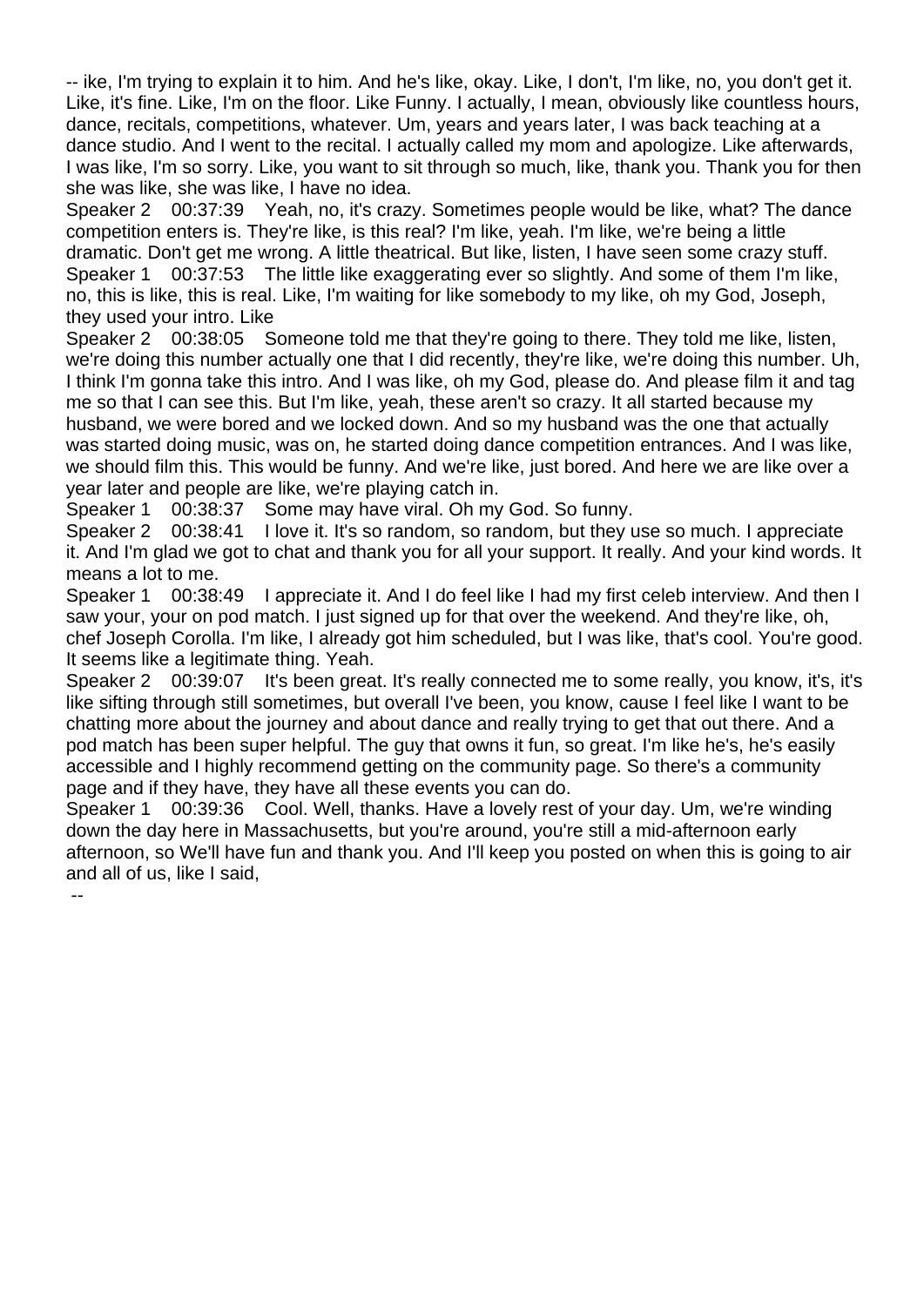-- ike, I'm trying to explain it to him. And he's like, okay. Like, I don't, I'm like, no, you don't get it. Like, it's fine. Like, I'm on the floor. Like Funny. I actually, I mean, obviously like countless hours, dance, recitals, competitions, whatever. Um, years and years later, I was back teaching at a dance studio. And I went to the recital. I actually called my mom and apologize. Like afterwards, I was like, I'm so sorry. Like, you want to sit through so much, like, thank you. Thank you for then she was like, she was like, I have no idea.

Speaker 2 00:37:39 Yeah, no, it's crazy. Sometimes people would be like, what? The dance competition enters is. They're like, is this real? I'm like, yeah. I'm like, we're being a little dramatic. Don't get me wrong. A little theatrical. But like, listen, I have seen some crazy stuff.

Speaker 1 00:37:53 The little like exaggerating ever so slightly. And some of them I'm like, no, this is like, this is real. Like, I'm waiting for like somebody to my like, oh my God, Joseph, they used your intro. Like

Speaker 2 00:38:05 Someone told me that they're going to there. They told me like, listen, we're doing this number actually one that I did recently, they're like, we're doing this number. Uh, I think I'm gonna take this intro. And I was like, oh my God, please do. And please film it and tag me so that I can see this. But I'm like, yeah, these aren't so crazy. It all started because my husband, we were bored and we locked down. And so my husband was the one that actually was started doing music, was on, he started doing dance competition entrances. And I was like, we should film this. This would be funny. And we're like, just bored. And here we are like over a year later and people are like, we're playing catch in.

Speaker 1 00:38:37 Some may have viral. Oh my God. So funny.

Speaker 2 00:38:41 I love it. It's so random, so random, but they use so much. I appreciate it. And I'm glad we got to chat and thank you for all your support. It really. And your kind words. It means a lot to me.

Speaker 1 00:38:49 I appreciate it. And I do feel like I had my first celeb interview. And then I saw your, your on pod match. I just signed up for that over the weekend. And they're like, oh, chef Joseph Corolla. I'm like, I already got him scheduled, but I was like, that's cool. You're good. It seems like a legitimate thing. Yeah.

Speaker 2 00:39:07 It's been great. It's really connected me to some really, you know, it's, it's like sifting through still sometimes, but overall I've been, you know, cause I feel like I want to be chatting more about the journey and about dance and really trying to get that out there. And a pod match has been super helpful. The guy that owns it fun, so great. I'm like he's, he's easily accessible and I highly recommend getting on the community page. So there's a community page and if they have, they have all these events you can do.

Speaker 1 00:39:36 Cool. Well, thanks. Have a lovely rest of your day. Um, we're winding down the day here in Massachusetts, but you're around, you're still a mid-afternoon early afternoon, so We'll have fun and thank you. And I'll keep you posted on when this is going to air and all of us, like I said,

--